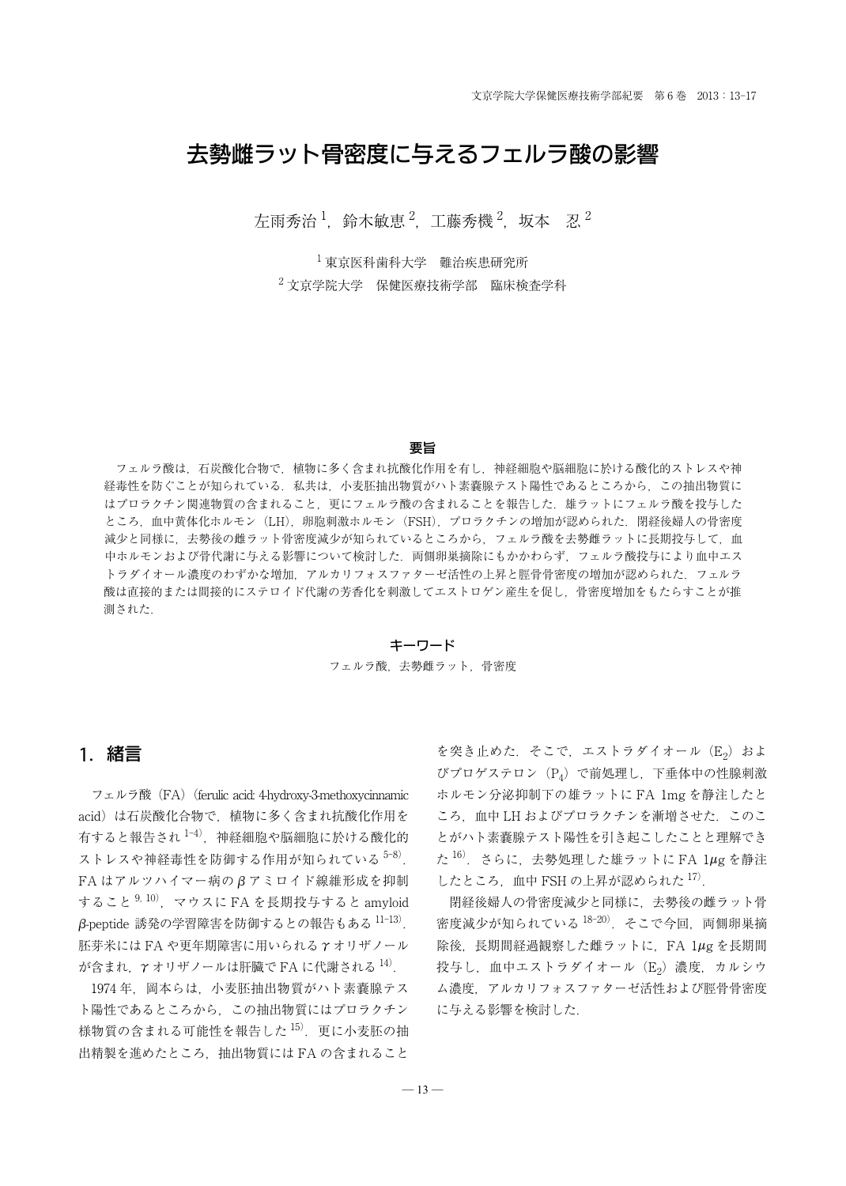# 去勢雌ラット骨密度に与えるフェルラ酸の影響

左雨秀治[1]，鈴木敏恵[2]，工藤秀機[2]，坂本　忍[2]

[1] 東京医科歯科大学　難治疾患研究所

[2] 文京学院大学　保健医療技術学部　臨床検査学科

## 要旨

フェルラ酸は，石炭酸化合物で，植物に多く含まれ抗酸化作用を有し，神経細胞や脳細胞に於ける酸化的ストレスや神経毒性を防ぐことが知られている．私共は，小麦胚抽出物質がハト素嚢腺テスト陽性であるところから，この抽出物質にはプロラクチン関連物質の含まれること，更にフェルラ酸の含まれることを報告した．雄ラットにフェルラ酸を投与したところ，血中黄体化ホルモン（LH），卵胞刺激ホルモン（FSH），プロラクチンの増加が認められた．閉経後婦人の骨密度減少と同様に，去勢後の雌ラット骨密度減少が知られているところから，フェルラ酸を去勢雌ラットに長期投与して，血中ホルモンおよび骨代謝に与える影響について検討した．両側卵巣摘除にもかかわらず，フェルラ酸投与により血中エストラダイオール濃度のわずかな増加，アルカリフォスファターゼ活性の上昇と脛骨骨密度の増加が認められた．フェルラ酸は直接的または間接的にステロイド代謝の芳香化を刺激してエストロゲン産生を促し，骨密度増加をもたらすことが推測された．

## キーワード

フェルラ酸，去勢雌ラット，骨密度

## 1．緒言

フェルラ酸（FA）（ferulic acid: 4-hydroxy-3-methoxycinnamic acid）は石炭酸化合物で，植物に多く含まれ抗酸化作用を有すると報告され[1-4]，神経細胞や脳細胞に於ける酸化的ストレスや神経毒性を防御する作用が知られている[5-8]．FA はアルツハイマー病の $\beta$ アミロイド線維形成を抑制すること[9, 10]，マウスに FA を長期投与すると amyloid $\beta$-peptide 誘発の学習障害を防御するとの報告もある[11-13]．胚芽米には FA や更年期障害に用いられる $\gamma$ オリザノールが含まれ，$\gamma$ オリザノールは肝臓で FA に代謝される[14]．

1974 年，岡本らは，小麦胚抽出物質がハト素嚢腺テスト陽性であるところから，この抽出物質にはプロラクチン様物質の含まれる可能性を報告した[15]．更に小麦胚の抽出精製を進めたところ，抽出物質には FA の含まれることを突き止めた．そこで，エストラダイオール（$E_2$）およびプロゲステロン（$P_4$）で前処理し，下垂体中の性腺刺激ホルモン分泌抑制下の雄ラットに FA 1mg を静注したところ，血中 LH およびプロラクチンを漸増させた．このことがハト素嚢腺テスト陽性を引き起こしたことと理解できた[16]．さらに，去勢処理した雄ラットに FA 1$\mu$g を静注したところ，血中 FSH の上昇が認められた[17]．

閉経後婦人の骨密度減少と同様に，去勢後の雌ラット骨密度減少が知られている[18-20]．そこで今回，両側卵巣摘除後，長期間経過観察した雌ラットに，FA 1$\mu$g を長期間投与し，血中エストラダイオール（$E_2$）濃度，カルシウム濃度，アルカリフォスファターゼ活性および脛骨骨密度に与える影響を検討した．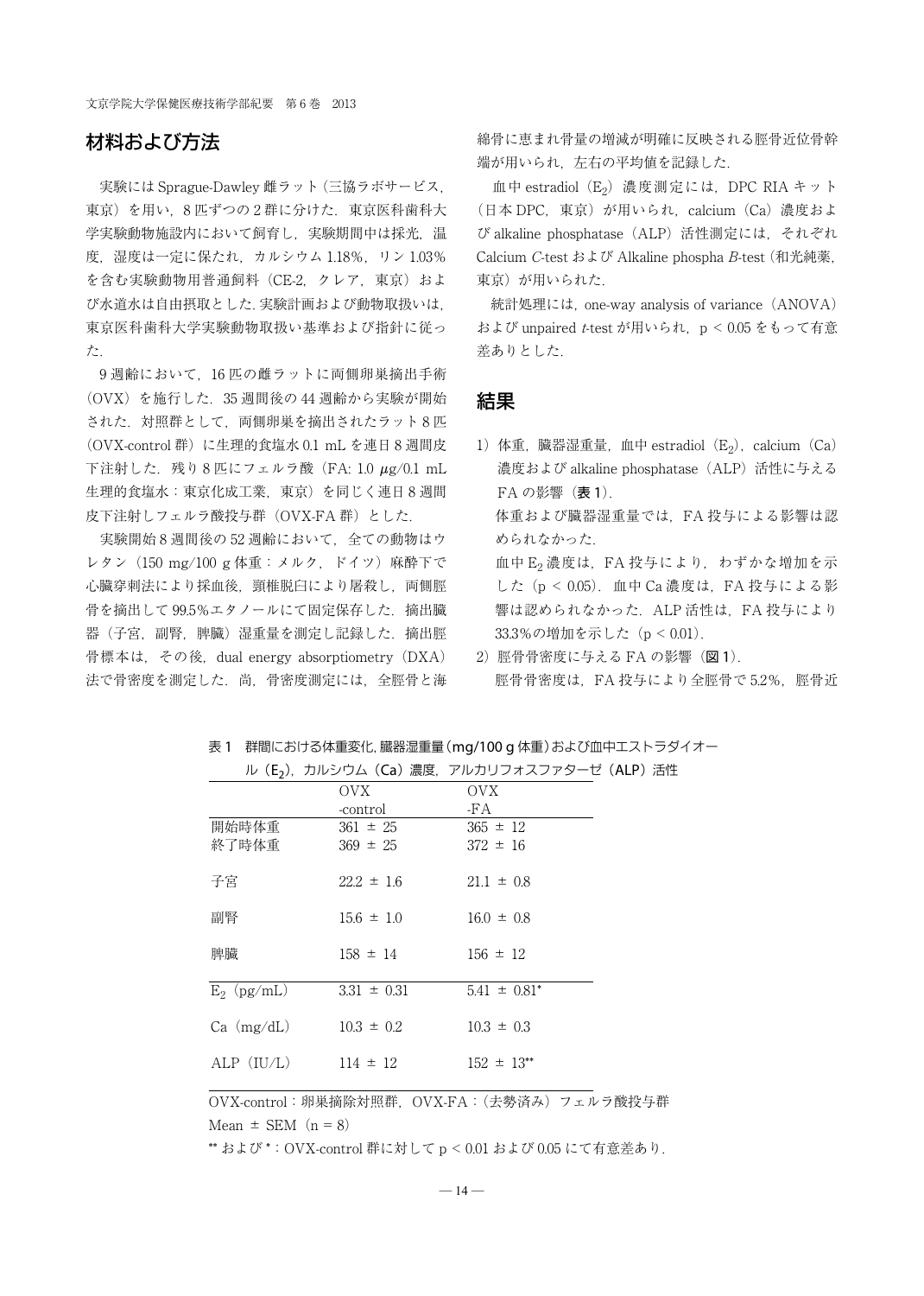## 材料および方法

実験には Sprague-Dawley 雌ラット（三協ラボサービス，東京）を用い，8 匹ずつの 2 群に分けた．東京医科歯科大学実験動物施設内において飼育し，実験期間中は採光，温度，湿度は一定に保たれ，カルシウム 1.18%，リン 1.03% を含む実験動物用普通飼料（CE-2，クレア，東京）および水道水は自由摂取とした．実験計画および動物取扱いは，東京医科歯科大学実験動物取扱い基準および指針に従った．

9 週齢において，16 匹の雌ラットに両側卵巣摘出手術（OVX）を施行した．35 週間後の 44 週齢から実験が開始された．対照群として，両側卵巣を摘出されたラット 8 匹（OVX-control 群）に生理的食塩水 0.1 mL を連日 8 週間皮下注射した．残り 8 匹にフェルラ酸（FA: 1.0 μg/0.1 mL 生理的食塩水：東京化成工業，東京）を同じく連日 8 週間皮下注射しフェルラ酸投与群（OVX-FA 群）とした．

実験開始 8 週間後の 52 週齢において，全ての動物はウレタン（150 mg/100 g 体重：メルク，ドイツ）麻酔下で心臓穿刺法により採血後，頸椎脱臼により屠殺し，両側脛骨を摘出して 99.5%エタノールにて固定保存した．摘出臓器（子宮，副腎，脾臓）湿重量を測定し記録した．摘出脛骨標本は，その後，dual energy absorptiometry（DXA）法で骨密度を測定した．尚，骨密度測定には，全脛骨と海綿骨に恵まれ骨量の増減が明確に反映される脛骨近位骨幹端が用いられ，左右の平均値を記録した．

血中 estradiol（$E_2$）濃度測定には，DPC RIA キット（日本 DPC，東京）が用いられ，calcium（Ca）濃度および alkaline phosphatase（ALP）活性測定には，それぞれ Calcium *C*-test および Alkaline phospha *B*-test（和光純薬，東京）が用いられた．

統計処理には，one-way analysis of variance（ANOVA）および unpaired *t*-test が用いられ，$p < 0.05$ をもって有意差ありとした．

## 結果

1) 体重，臓器湿重量，血中 estradiol（$E_2$），calcium（Ca）濃度および alkaline phosphatase（ALP）活性に与える FA の影響（**表 1**）．

   体重および臓器湿重量では，FA 投与による影響は認められなかった．

   血中 $E_2$ 濃度は，FA 投与により，わずかな増加を示した（$p < 0.05$）．血中 Ca 濃度は，FA 投与による影響は認められなかった．ALP 活性は，FA 投与により 33.3%の増加を示した（$p < 0.01$）．

2) 脛骨骨密度に与える FA の影響（**図 1**）．

   脛骨骨密度は，FA 投与により全脛骨で 5.2%，脛骨近

表 1　群間における体重変化，臓器湿重量（mg/100 g 体重）および血中エストラダイオール（$E_2$），カルシウム（Ca）濃度，アルカリフォスファターゼ（ALP）活性

| | OVX -control | OVX -FA |
|---|---|---|
| 開始時体重 | 361 ± 25 | 365 ± 12 |
| 終了時体重 | 369 ± 25 | 372 ± 16 |
| 子宮 | 22.2 ± 1.6 | 21.1 ± 0.8 |
| 副腎 | 15.6 ± 1.0 | 16.0 ± 0.8 |
| 脾臓 | 158 ± 14 | 156 ± 12 |
| $E_2$（pg/mL） | 3.31 ± 0.31 | 5.41 ± 0.81* |
| Ca（mg/dL） | 10.3 ± 0.2 | 10.3 ± 0.3 |
| ALP（IU/L） | 114 ± 12 | 152 ± 13** |

OVX-control：卵巣摘除対照群，OVX-FA：（去勢済み）フェルラ酸投与群

Mean ± SEM（n = 8）

** および *：OVX-control 群に対して $p < 0.01$ および 0.05 にて有意差あり．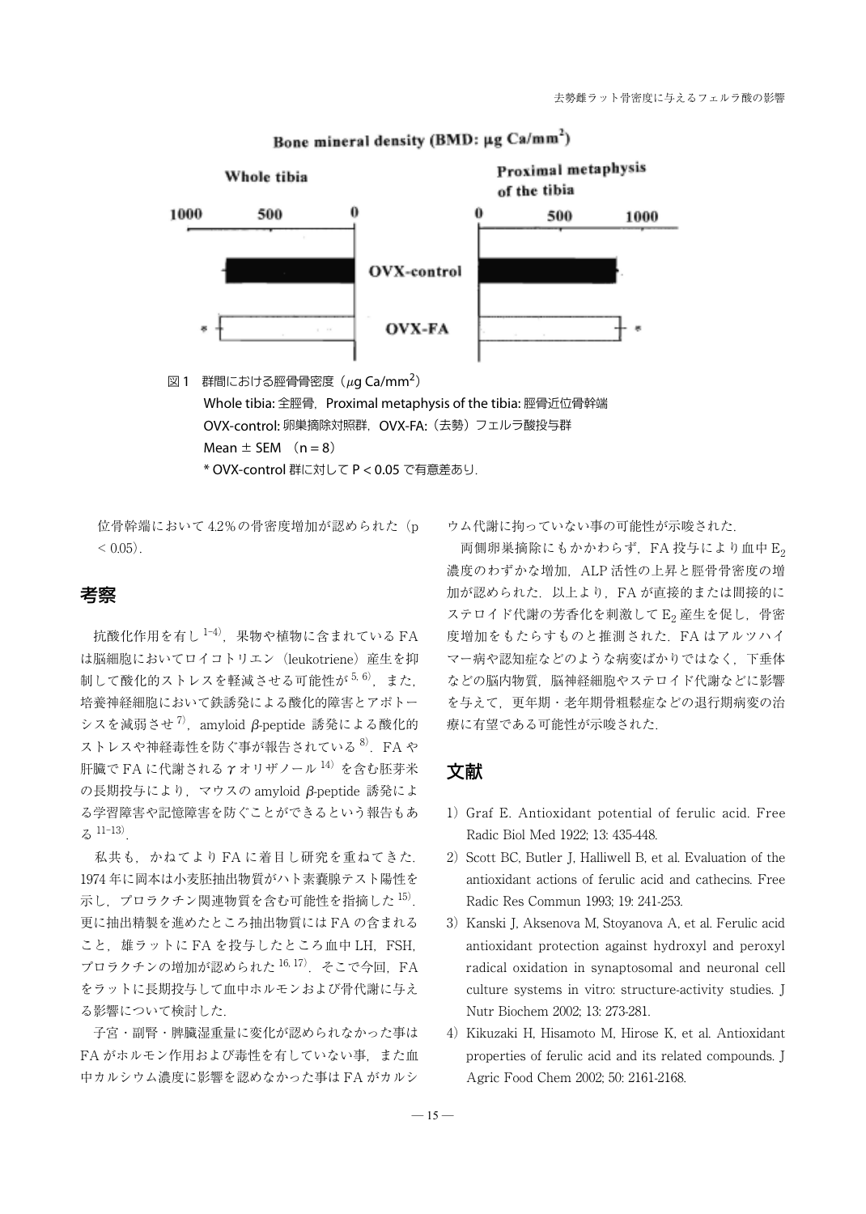Bone mineral density (BMD: μg Ca/mm²)

Whole tibia / Proximal metaphysis of the tibia

1000 500 0 / 0 500 1000

OVX-control

OVX-FA

図 1　群間における脛骨骨密度（$\mu$g Ca/mm$^2$）
Whole tibia: 全脛骨，Proximal metaphysis of the tibia: 脛骨近位骨幹端
OVX-control: 卵巣摘除対照群，OVX-FA:（去勢）フェルラ酸投与群
Mean ± SEM　(n = 8)
* OVX-control 群に対して $P < 0.05$ で有意差あり．

位骨幹端において 4.2％の骨密度増加が認められた（$p < 0.05$）．

## 考察

抗酸化作用を有し[1-4]，果物や植物に含まれている FA は脳細胞においてロイコトリエン（leukotriene）産生を抑制して酸化的ストレスを軽減させる可能性が[5, 6]，また，培養神経細胞において鉄誘発による酸化的障害とアポトーシスを減弱させ[7]，amyloid $\beta$-peptide 誘発による酸化的ストレスや神経毒性を防ぐ事が報告されている[8]．FA や肝臓で FA に代謝される $\gamma$ オリザノール[14] を含む胚芽米の長期投与により，マウスの amyloid $\beta$-peptide 誘発による学習障害や記憶障害を防ぐことができるという報告もある[11-13]．

私共も，かねてより FA に着目し研究を重ねてきた．1974 年に岡本は小麦胚抽出物質がハト素嚢腺テスト陽性を示し，プロラクチン関連物質を含む可能性を指摘した[15]．更に抽出精製を進めたところ抽出物質には FA の含まれること，雄ラットに FA を投与したところ血中 LH，FSH，プロラクチンの増加が認められた[16, 17]．そこで今回，FA をラットに長期投与して血中ホルモンおよび骨代謝に与える影響について検討した．

子宮・副腎・脾臓湿重量に変化が認められなかった事は FA がホルモン作用および毒性を有していない事，また血中カルシウム濃度に影響を認めなかった事は FA がカルシウム代謝に拘っていない事の可能性が示唆された．

両側卵巣摘除にもかかわらず，FA 投与により血中 $E_2$ 濃度のわずかな増加，ALP 活性の上昇と脛骨骨密度の増加が認められた．以上より，FA が直接的または間接的にステロイド代謝の芳香化を刺激して $E_2$ 産生を促し，骨密度増加をもたらすものと推測された．FA はアルツハイマー病や認知症などのような病変ばかりではなく，下垂体などの脳内物質，脳神経細胞やステロイド代謝などに影響を与えて，更年期・老年期骨粗鬆症などの退行期病変の治療に有望である可能性が示唆された．

## 文献

1) Graf E. Antioxidant potential of ferulic acid. Free Radic Biol Med 1922; 13: 435-448.
2) Scott BC, Butler J, Halliwell B, et al. Evaluation of the antioxidant actions of ferulic acid and cathecins. Free Radic Res Commun 1993; 19: 241-253.
3) Kanski J, Aksenova M, Stoyanova A, et al. Ferulic acid antioxidant protection against hydroxyl and peroxyl radical oxidation in synaptosomal and neuronal cell culture systems in vitro: structure-activity studies. J Nutr Biochem 2002; 13: 273-281.
4) Kikuzaki H, Hisamoto M, Hirose K, et al. Antioxidant properties of ferulic acid and its related compounds. J Agric Food Chem 2002; 50: 2161-2168.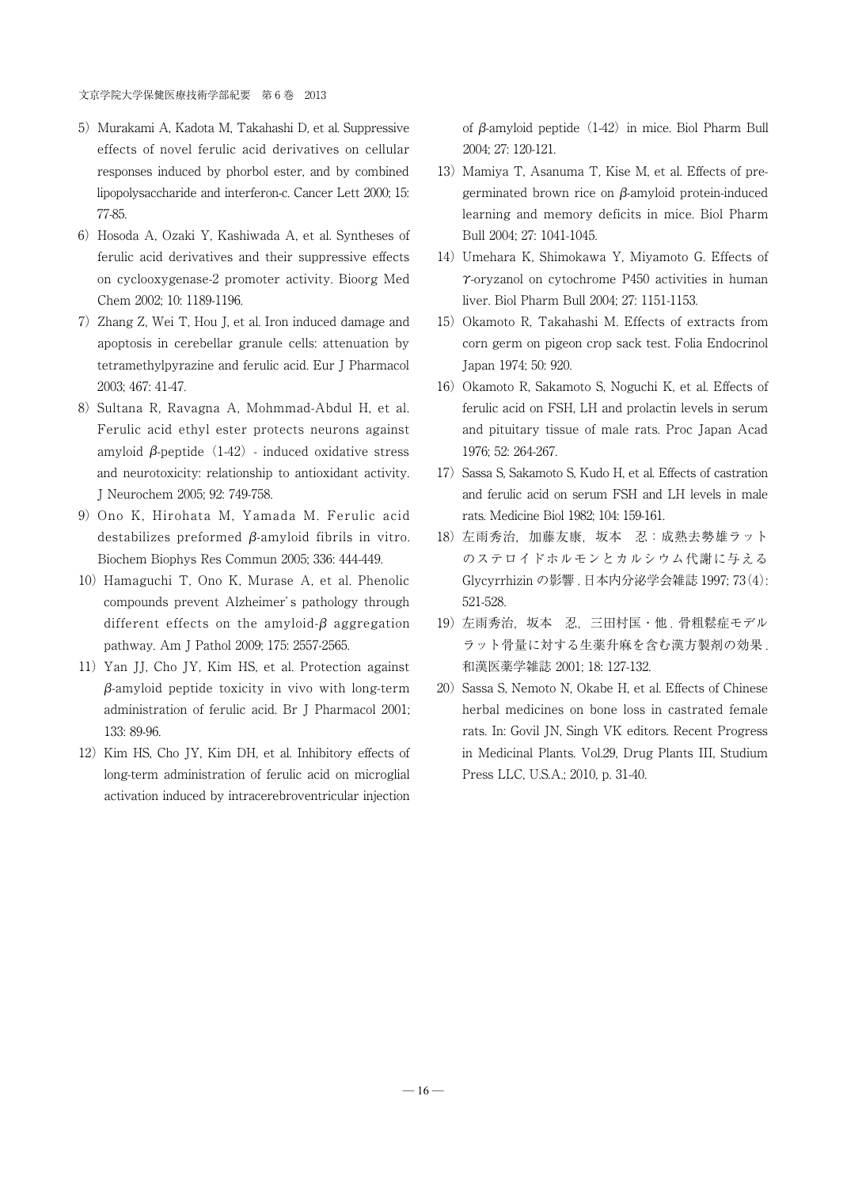5) Murakami A, Kadota M, Takahashi D, et al. Suppressive effects of novel ferulic acid derivatives on cellular responses induced by phorbol ester, and by combined lipopolysaccharide and interferon-c. Cancer Lett 2000; 15: 77-85.

6) Hosoda A, Ozaki Y, Kashiwada A, et al. Syntheses of ferulic acid derivatives and their suppressive effects on cyclooxygenase-2 promoter activity. Bioorg Med Chem 2002; 10: 1189-1196.

7) Zhang Z, Wei T, Hou J, et al. Iron induced damage and apoptosis in cerebellar granule cells: attenuation by tetramethylpyrazine and ferulic acid. Eur J Pharmacol 2003; 467: 41-47.

8) Sultana R, Ravagna A, Mohmmad-Abdul H, et al. Ferulic acid ethyl ester protects neurons against amyloid β-peptide（1-42）- induced oxidative stress and neurotoxicity: relationship to antioxidant activity. J Neurochem 2005; 92: 749-758.

9) Ono K, Hirohata M, Yamada M. Ferulic acid destabilizes preformed β-amyloid fibrils in vitro. Biochem Biophys Res Commun 2005; 336: 444-449.

10) Hamaguchi T, Ono K, Murase A, et al. Phenolic compounds prevent Alzheimer's pathology through different effects on the amyloid-β aggregation pathway. Am J Pathol 2009; 175: 2557-2565.

11) Yan JJ, Cho JY, Kim HS, et al. Protection against β-amyloid peptide toxicity in vivo with long-term administration of ferulic acid. Br J Pharmacol 2001; 133: 89-96.

12) Kim HS, Cho JY, Kim DH, et al. Inhibitory effects of long-term administration of ferulic acid on microglial activation induced by intracerebroventricular injection of β-amyloid peptide（1-42）in mice. Biol Pharm Bull 2004; 27: 120-121.

13) Mamiya T, Asanuma T, Kise M, et al. Effects of pre-germinated brown rice on β-amyloid protein-induced learning and memory deficits in mice. Biol Pharm Bull 2004; 27: 1041-1045.

14) Umehara K, Shimokawa Y, Miyamoto G. Effects of γ-oryzanol on cytochrome P450 activities in human liver. Biol Pharm Bull 2004; 27: 1151-1153.

15) Okamoto R, Takahashi M. Effects of extracts from corn germ on pigeon crop sack test. Folia Endocrinol Japan 1974; 50: 920.

16) Okamoto R, Sakamoto S, Noguchi K, et al. Effects of ferulic acid on FSH, LH and prolactin levels in serum and pituitary tissue of male rats. Proc Japan Acad 1976; 52: 264-267.

17) Sassa S, Sakamoto S, Kudo H, et al. Effects of castration and ferulic acid on serum FSH and LH levels in male rats. Medicine Biol 1982; 104: 159-161.

18) 左雨秀治，加藤友康，坂本　忍：成熟去勢雄ラットのステロイドホルモンとカルシウム代謝に与えるGlycyrrhizinの影響．日本内分泌学会雑誌 1997; 73(4): 521-528.

19) 左雨秀治，坂本　忍，三田村匡・他．骨粗鬆症モデルラット骨量に対する生薬升麻を含む漢方製剤の効果．和漢医薬学雑誌 2001; 18: 127-132.

20) Sassa S, Nemoto N, Okabe H, et al. Effects of Chinese herbal medicines on bone loss in castrated female rats. In: Govil JN, Singh VK editors. Recent Progress in Medicinal Plants. Vol.29, Drug Plants III, Studium Press LLC, U.S.A.; 2010, p. 31-40.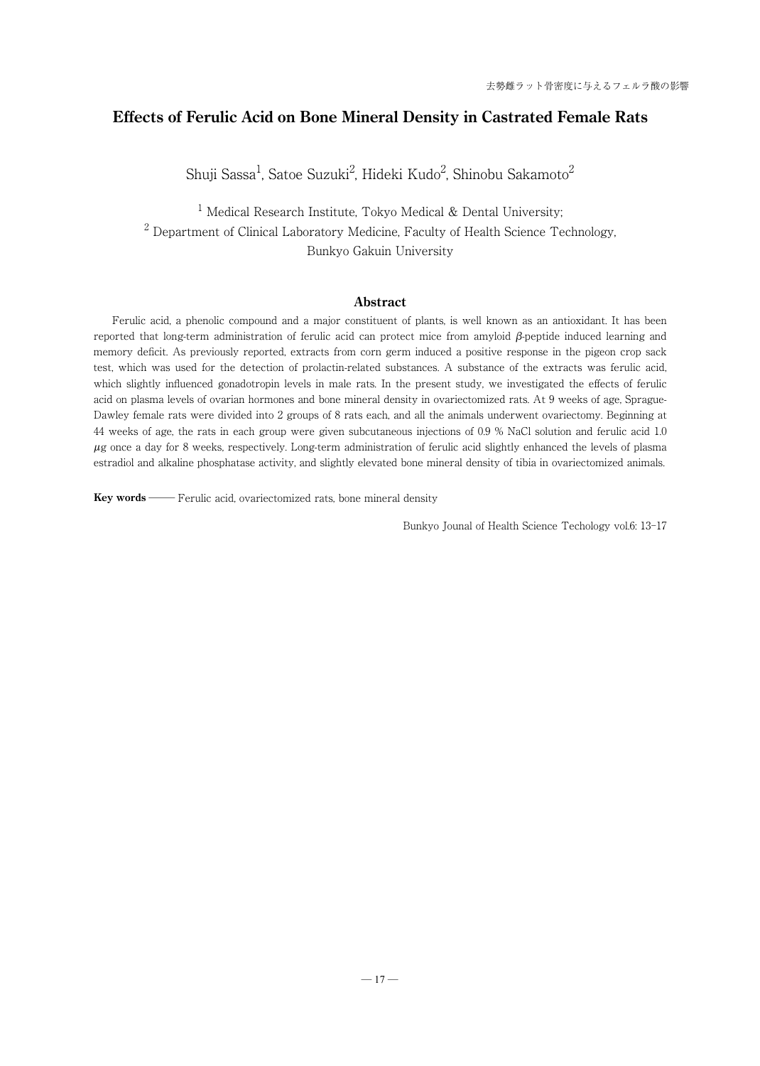# Effects of Ferulic Acid on Bone Mineral Density in Castrated Female Rats

Shuji Sassa[1], Satoe Suzuki[2], Hideki Kudo[2], Shinobu Sakamoto[2]

[1] Medical Research Institute, Tokyo Medical & Dental University;
[2] Department of Clinical Laboratory Medicine, Faculty of Health Science Technology, Bunkyo Gakuin University

## Abstract

Ferulic acid, a phenolic compound and a major constituent of plants, is well known as an antioxidant. It has been reported that long-term administration of ferulic acid can protect mice from amyloid $\beta$-peptide induced learning and memory deficit. As previously reported, extracts from corn germ induced a positive response in the pigeon crop sack test, which was used for the detection of prolactin-related substances. A substance of the extracts was ferulic acid, which slightly influenced gonadotropin levels in male rats. In the present study, we investigated the effects of ferulic acid on plasma levels of ovarian hormones and bone mineral density in ovariectomized rats. At 9 weeks of age, Sprague-Dawley female rats were divided into 2 groups of 8 rats each, and all the animals underwent ovariectomy. Beginning at 44 weeks of age, the rats in each group were given subcutaneous injections of 0.9 % NaCl solution and ferulic acid 1.0 $\mu$g once a day for 8 weeks, respectively. Long-term administration of ferulic acid slightly enhanced the levels of plasma estradiol and alkaline phosphatase activity, and slightly elevated bone mineral density of tibia in ovariectomized animals.

**Key words** ―― Ferulic acid, ovariectomized rats, bone mineral density

Bunkyo Jounal of Health Science Techology vol.6: 13-17